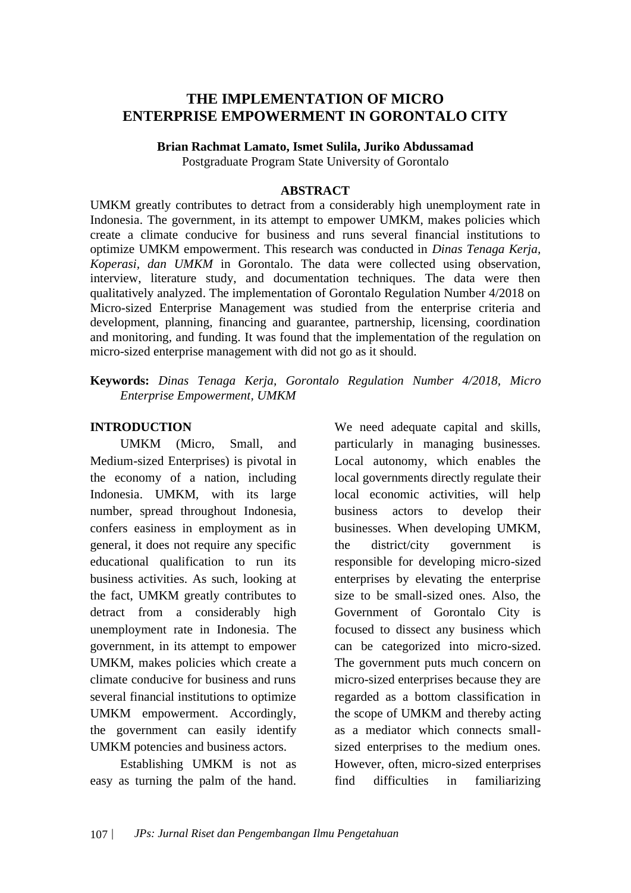# THE IMPLEMENTATION OF MICRO ENTERPRISE EMPOWERMENT IN GORONTALO CITY

**Brian Rachmat Lamato, Ismet Sulila, Juriko Abdussamad**
Postgraduate Program State University of Gorontalo

## ABSTRACT

UMKM greatly contributes to detract from a considerably high unemployment rate in Indonesia. The government, in its attempt to empower UMKM, makes policies which create a climate conducive for business and runs several financial institutions to optimize UMKM empowerment. This research was conducted in *Dinas Tenaga Kerja, Koperasi, dan UMKM* in Gorontalo. The data were collected using observation, interview, literature study, and documentation techniques. The data were then qualitatively analyzed. The implementation of Gorontalo Regulation Number 4/2018 on Micro-sized Enterprise Management was studied from the enterprise criteria and development, planning, financing and guarantee, partnership, licensing, coordination and monitoring, and funding. It was found that the implementation of the regulation on micro-sized enterprise management with did not go as it should.

**Keywords:** *Dinas Tenaga Kerja, Gorontalo Regulation Number 4/2018, Micro Enterprise Empowerment, UMKM*

## INTRODUCTION

UMKM (Micro, Small, and Medium-sized Enterprises) is pivotal in the economy of a nation, including Indonesia. UMKM, with its large number, spread throughout Indonesia, confers easiness in employment as in general, it does not require any specific educational qualification to run its business activities. As such, looking at the fact, UMKM greatly contributes to detract from a considerably high unemployment rate in Indonesia. The government, in its attempt to empower UMKM, makes policies which create a climate conducive for business and runs several financial institutions to optimize UMKM empowerment. Accordingly, the government can easily identify UMKM potencies and business actors.

Establishing UMKM is not as easy as turning the palm of the hand. We need adequate capital and skills, particularly in managing businesses. Local autonomy, which enables the local governments directly regulate their local economic activities, will help business actors to develop their businesses. When developing UMKM, the district/city government is responsible for developing micro-sized enterprises by elevating the enterprise size to be small-sized ones. Also, the Government of Gorontalo City is focused to dissect any business which can be categorized into micro-sized. The government puts much concern on micro-sized enterprises because they are regarded as a bottom classification in the scope of UMKM and thereby acting as a mediator which connects small-sized enterprises to the medium ones. However, often, micro-sized enterprises find difficulties in familiarizing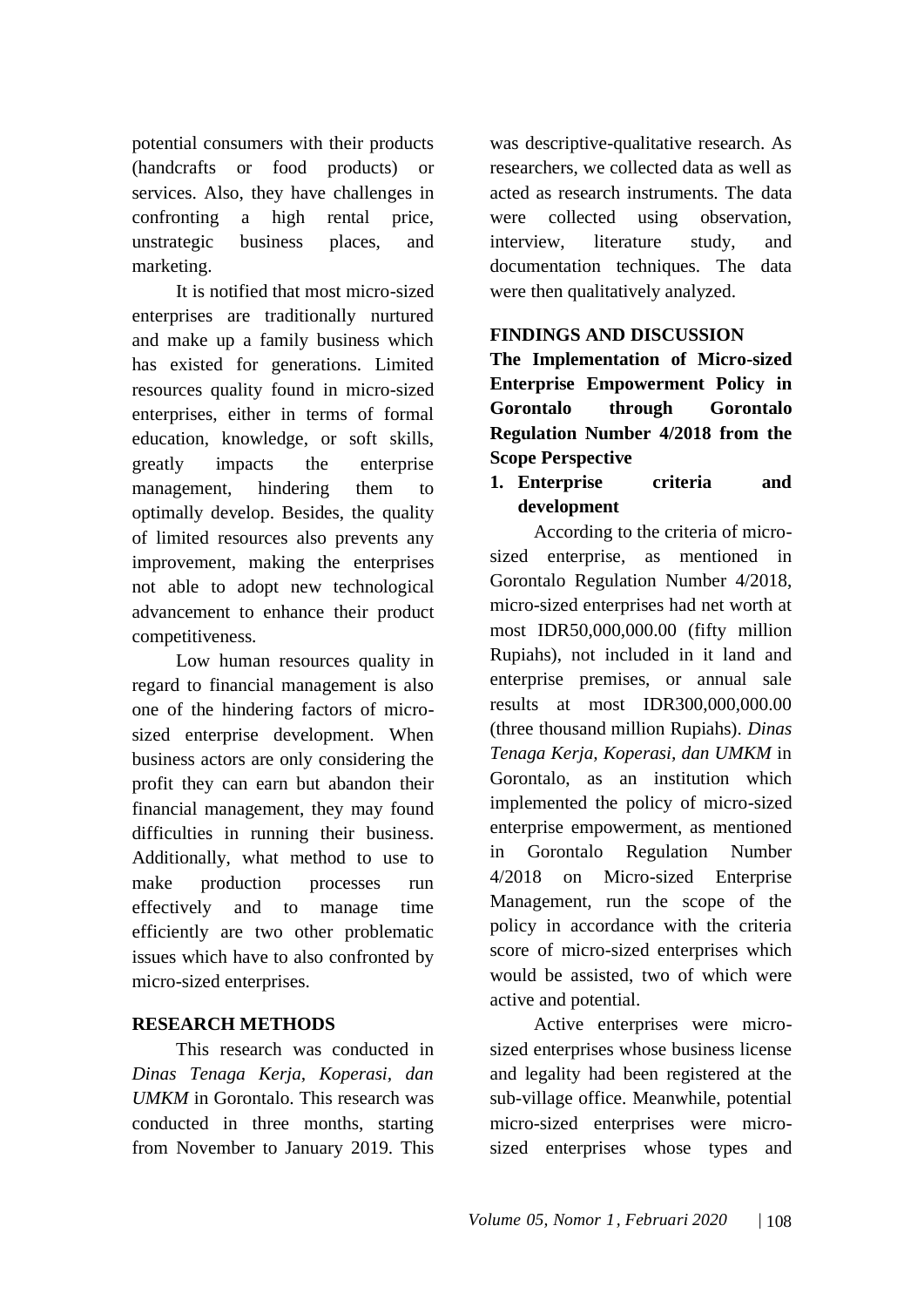potential consumers with their products (handcrafts or food products) or services. Also, they have challenges in confronting a high rental price, unstrategic business places, and marketing.

It is notified that most micro-sized enterprises are traditionally nurtured and make up a family business which has existed for generations. Limited resources quality found in micro-sized enterprises, either in terms of formal education, knowledge, or soft skills, greatly impacts the enterprise management, hindering them to optimally develop. Besides, the quality of limited resources also prevents any improvement, making the enterprises not able to adopt new technological advancement to enhance their product competitiveness.

Low human resources quality in regard to financial management is also one of the hindering factors of micro-sized enterprise development. When business actors are only considering the profit they can earn but abandon their financial management, they may found difficulties in running their business. Additionally, what method to use to make production processes run effectively and to manage time efficiently are two other problematic issues which have to also confronted by micro-sized enterprises.

## RESEARCH METHODS

This research was conducted in *Dinas Tenaga Kerja, Koperasi, dan UMKM* in Gorontalo. This research was conducted in three months, starting from November to January 2019. This was descriptive-qualitative research. As researchers, we collected data as well as acted as research instruments. The data were collected using observation, interview, literature study, and documentation techniques. The data were then qualitatively analyzed.

## FINDINGS AND DISCUSSION

### The Implementation of Micro-sized Enterprise Empowerment Policy in Gorontalo through Gorontalo Regulation Number 4/2018 from the Scope Perspective

1. **Enterprise criteria and development**

According to the criteria of micro-sized enterprise, as mentioned in Gorontalo Regulation Number 4/2018, micro-sized enterprises had net worth at most IDR50,000,000.00 (fifty million Rupiahs), not included in it land and enterprise premises, or annual sale results at most IDR300,000,000.00 (three thousand million Rupiahs). *Dinas Tenaga Kerja, Koperasi, dan UMKM* in Gorontalo, as an institution which implemented the policy of micro-sized enterprise empowerment, as mentioned in Gorontalo Regulation Number 4/2018 on Micro-sized Enterprise Management, run the scope of the policy in accordance with the criteria score of micro-sized enterprises which would be assisted, two of which were active and potential.

Active enterprises were micro-sized enterprises whose business license and legality had been registered at the sub-village office. Meanwhile, potential micro-sized enterprises were micro-sized enterprises whose types and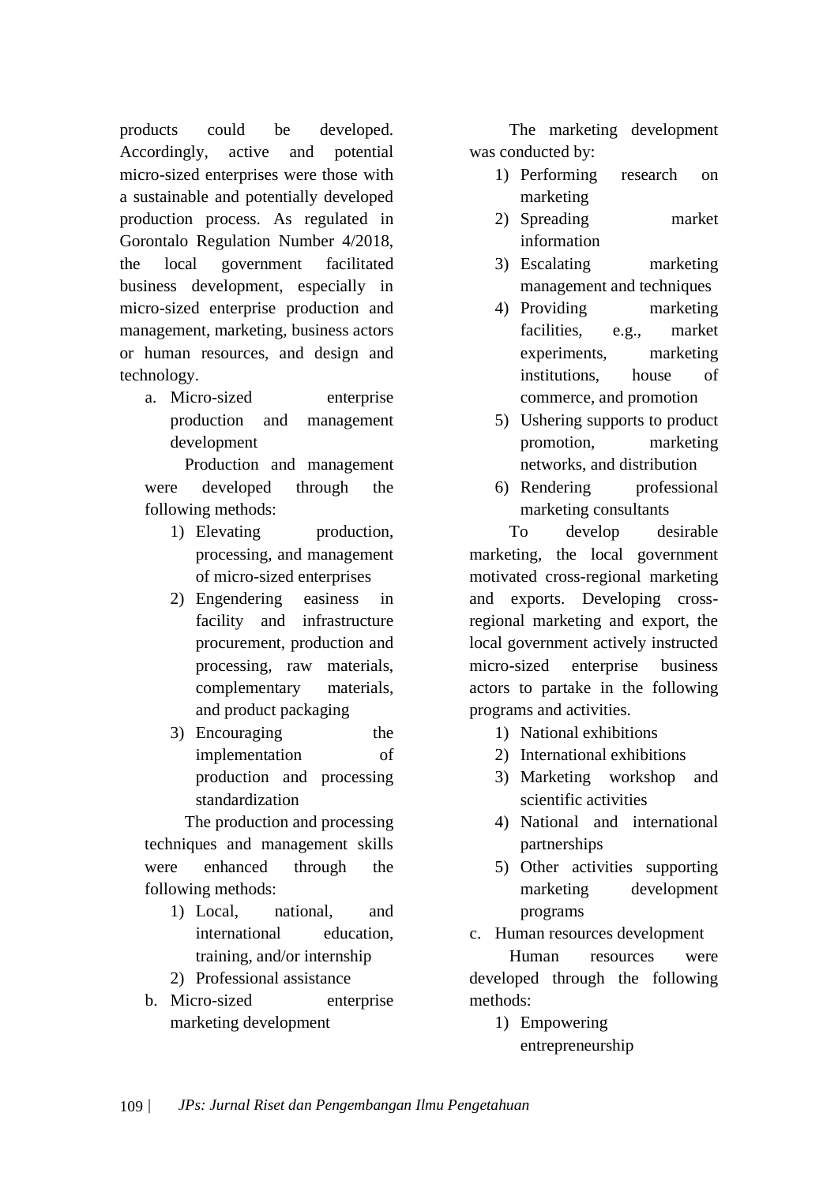products could be developed. Accordingly, active and potential micro-sized enterprises were those with a sustainable and potentially developed production process. As regulated in Gorontalo Regulation Number 4/2018, the local government facilitated business development, especially in micro-sized enterprise production and management, marketing, business actors or human resources, and design and technology.

a. Micro-sized enterprise production and management development

   Production and management were developed through the following methods:

   1) Elevating production, processing, and management of micro-sized enterprises
   2) Engendering easiness in facility and infrastructure procurement, production and processing, raw materials, complementary materials, and product packaging
   3) Encouraging the implementation of production and processing standardization

   The production and processing techniques and management skills were enhanced through the following methods:

   1) Local, national, and international education, training, and/or internship
   2) Professional assistance

b. Micro-sized enterprise marketing development

   The marketing development was conducted by:

   1) Performing research on marketing
   2) Spreading market information
   3) Escalating marketing management and techniques
   4) Providing marketing facilities, e.g., market experiments, marketing institutions, house of commerce, and promotion
   5) Ushering supports to product promotion, marketing networks, and distribution
   6) Rendering professional marketing consultants

   To develop desirable marketing, the local government motivated cross-regional marketing and exports. Developing cross-regional marketing and export, the local government actively instructed micro-sized enterprise business actors to partake in the following programs and activities.

   1) National exhibitions
   2) International exhibitions
   3) Marketing workshop and scientific activities
   4) National and international partnerships
   5) Other activities supporting marketing development programs

c. Human resources development

   Human resources were developed through the following methods:

   1) Empowering entrepreneurship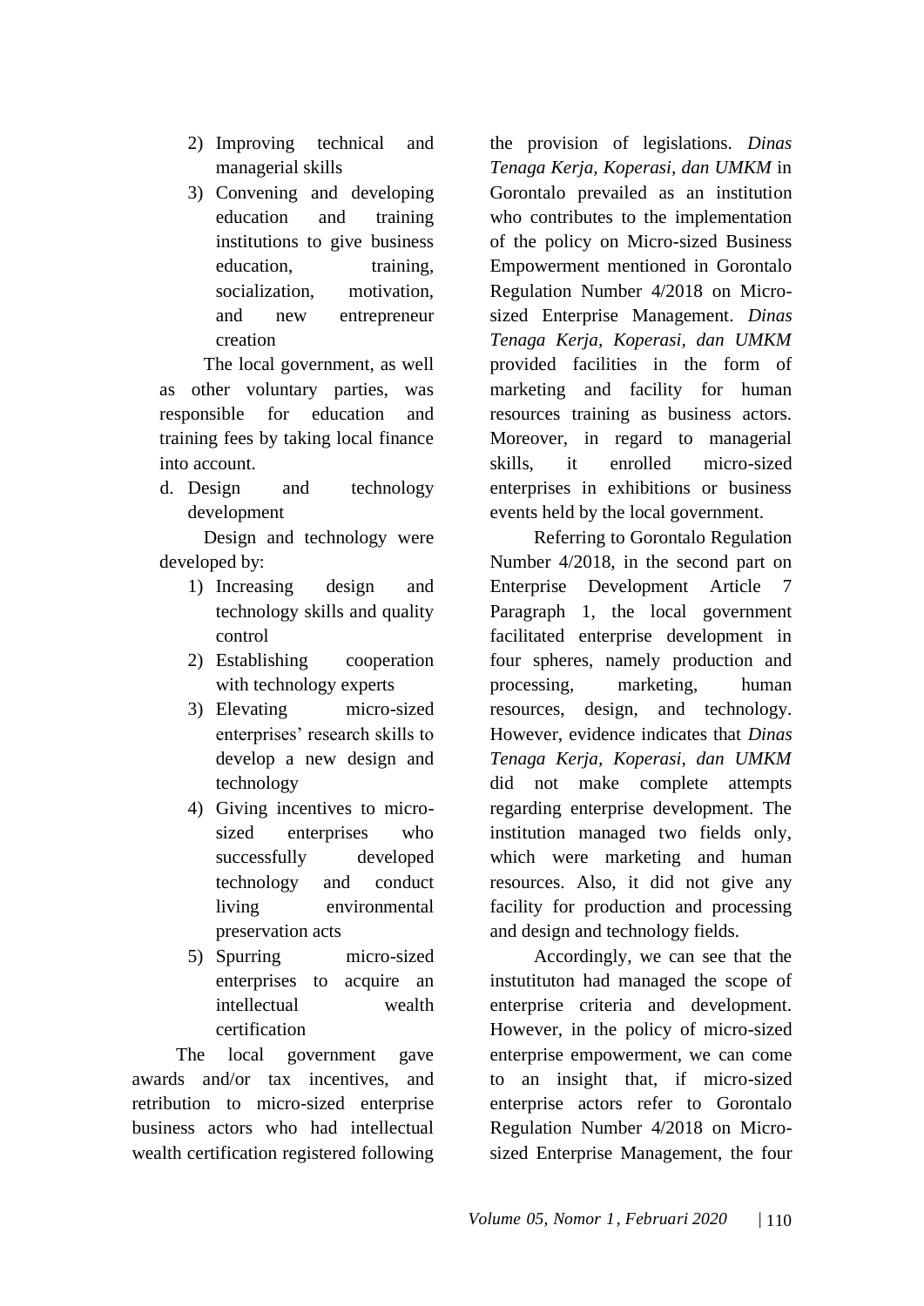2) Improving technical and managerial skills
3) Convening and developing education and training institutions to give business education, training, socialization, motivation, and new entrepreneur creation

The local government, as well as other voluntary parties, was responsible for education and training fees by taking local finance into account.

d. Design and technology development

Design and technology were developed by:

1) Increasing design and technology skills and quality control
2) Establishing cooperation with technology experts
3) Elevating micro-sized enterprises' research skills to develop a new design and technology
4) Giving incentives to micro-sized enterprises who successfully developed technology and conduct living environmental preservation acts
5) Spurring micro-sized enterprises to acquire an intellectual wealth certification

The local government gave awards and/or tax incentives, and retribution to micro-sized enterprise business actors who had intellectual wealth certification registered following the provision of legislations. *Dinas Tenaga Kerja, Koperasi, dan UMKM* in Gorontalo prevailed as an institution who contributes to the implementation of the policy on Micro-sized Business Empowerment mentioned in Gorontalo Regulation Number 4/2018 on Micro-sized Enterprise Management. *Dinas Tenaga Kerja, Koperasi, dan UMKM* provided facilities in the form of marketing and facility for human resources training as business actors. Moreover, in regard to managerial skills, it enrolled micro-sized enterprises in exhibitions or business events held by the local government.

Referring to Gorontalo Regulation Number 4/2018, in the second part on Enterprise Development Article 7 Paragraph 1, the local government facilitated enterprise development in four spheres, namely production and processing, marketing, human resources, design, and technology. However, evidence indicates that *Dinas Tenaga Kerja, Koperasi, dan UMKM* did not make complete attempts regarding enterprise development. The institution managed two fields only, which were marketing and human resources. Also, it did not give any facility for production and processing and design and technology fields.

Accordingly, we can see that the instutituton had managed the scope of enterprise criteria and development. However, in the policy of micro-sized enterprise empowerment, we can come to an insight that, if micro-sized enterprise actors refer to Gorontalo Regulation Number 4/2018 on Micro-sized Enterprise Management, the four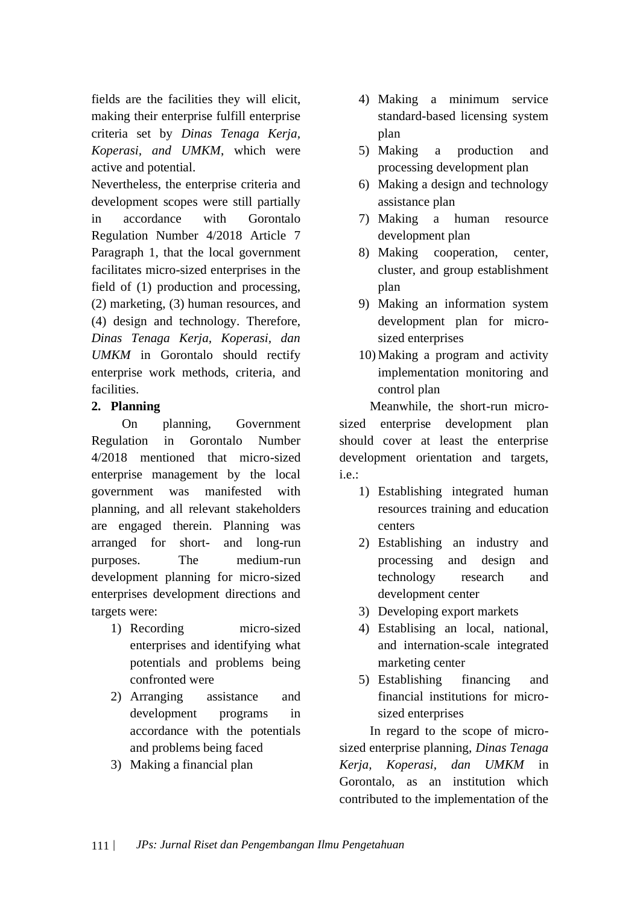fields are the facilities they will elicit, making their enterprise fulfill enterprise criteria set by *Dinas Tenaga Kerja, Koperasi, and UMKM*, which were active and potential.

Nevertheless, the enterprise criteria and development scopes were still partially in accordance with Gorontalo Regulation Number 4/2018 Article 7 Paragraph 1, that the local government facilitates micro-sized enterprises in the field of (1) production and processing, (2) marketing, (3) human resources, and (4) design and technology. Therefore, *Dinas Tenaga Kerja, Koperasi, dan UMKM* in Gorontalo should rectify enterprise work methods, criteria, and facilities.

**2. Planning**

On planning, Government Regulation in Gorontalo Number 4/2018 mentioned that micro-sized enterprise management by the local government was manifested with planning, and all relevant stakeholders are engaged therein. Planning was arranged for short- and long-run purposes. The medium-run development planning for micro-sized enterprises development directions and targets were:

1) Recording micro-sized enterprises and identifying what potentials and problems being confronted were
2) Arranging assistance and development programs in accordance with the potentials and problems being faced
3) Making a financial plan
4) Making a minimum service standard-based licensing system plan
5) Making a production and processing development plan
6) Making a design and technology assistance plan
7) Making a human resource development plan
8) Making cooperation, center, cluster, and group establishment plan
9) Making an information system development plan for micro-sized enterprises
10) Making a program and activity implementation monitoring and control plan

Meanwhile, the short-run micro-sized enterprise development plan should cover at least the enterprise development orientation and targets, i.e.:

1) Establishing integrated human resources training and education centers
2) Establishing an industry and processing and design and technology research and development center
3) Developing export markets
4) Establising an local, national, and internation-scale integrated marketing center
5) Establishing financing and financial institutions for micro-sized enterprises

In regard to the scope of micro-sized enterprise planning, *Dinas Tenaga Kerja, Koperasi, dan UMKM* in Gorontalo, as an institution which contributed to the implementation of the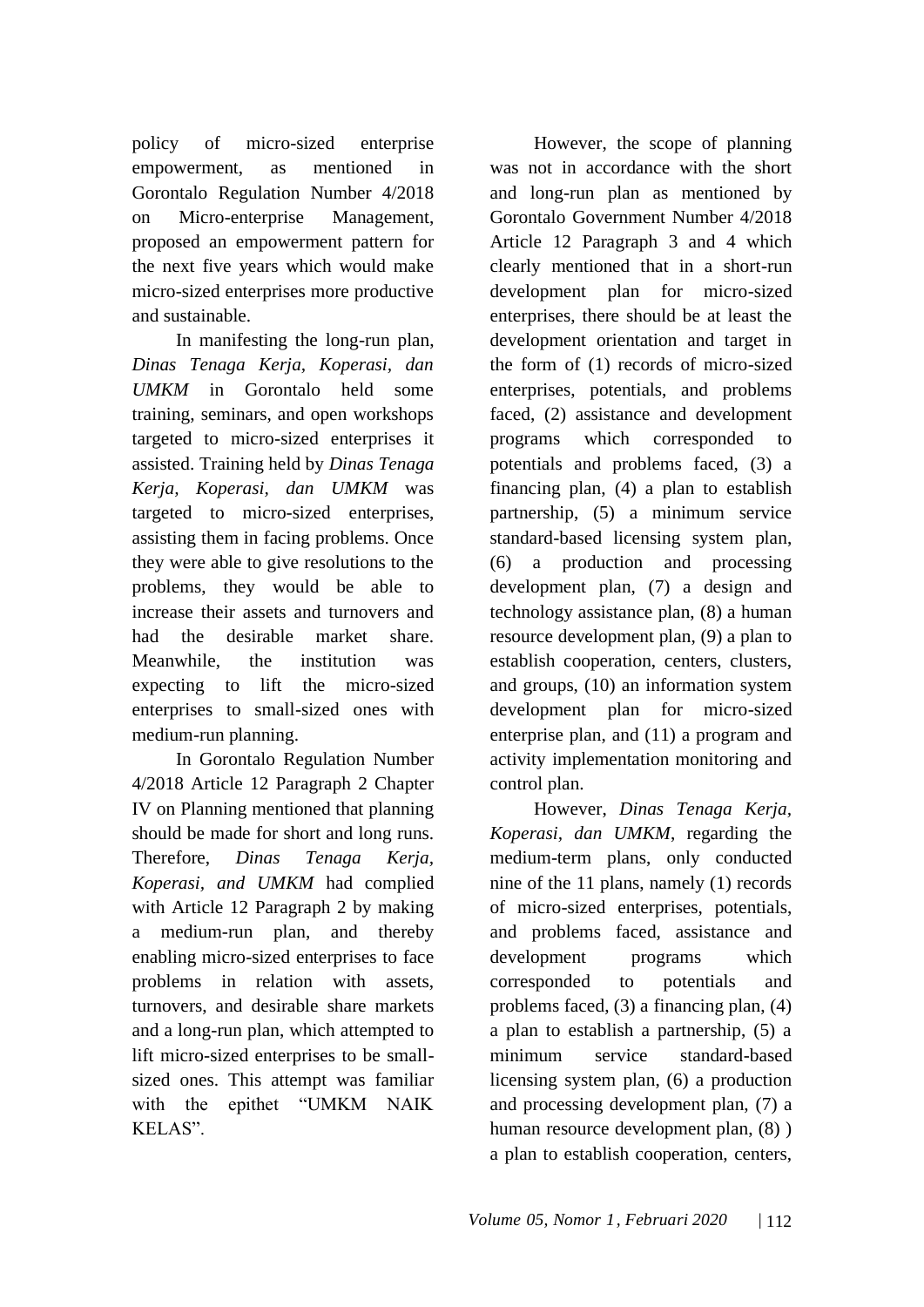policy of micro-sized enterprise empowerment, as mentioned in Gorontalo Regulation Number 4/2018 on Micro-enterprise Management, proposed an empowerment pattern for the next five years which would make micro-sized enterprises more productive and sustainable.

In manifesting the long-run plan, *Dinas Tenaga Kerja, Koperasi, dan UMKM* in Gorontalo held some training, seminars, and open workshops targeted to micro-sized enterprises it assisted. Training held by *Dinas Tenaga Kerja, Koperasi, dan UMKM* was targeted to micro-sized enterprises, assisting them in facing problems. Once they were able to give resolutions to the problems, they would be able to increase their assets and turnovers and had the desirable market share. Meanwhile, the institution was expecting to lift the micro-sized enterprises to small-sized ones with medium-run planning.

In Gorontalo Regulation Number 4/2018 Article 12 Paragraph 2 Chapter IV on Planning mentioned that planning should be made for short and long runs. Therefore, *Dinas Tenaga Kerja, Koperasi, and UMKM* had complied with Article 12 Paragraph 2 by making a medium-run plan, and thereby enabling micro-sized enterprises to face problems in relation with assets, turnovers, and desirable share markets and a long-run plan, which attempted to lift micro-sized enterprises to be small-sized ones. This attempt was familiar with the epithet "UMKM NAIK KELAS".

However, the scope of planning was not in accordance with the short and long-run plan as mentioned by Gorontalo Government Number 4/2018 Article 12 Paragraph 3 and 4 which clearly mentioned that in a short-run development plan for micro-sized enterprises, there should be at least the development orientation and target in the form of (1) records of micro-sized enterprises, potentials, and problems faced, (2) assistance and development programs which corresponded to potentials and problems faced, (3) a financing plan, (4) a plan to establish partnership, (5) a minimum service standard-based licensing system plan, (6) a production and processing development plan, (7) a design and technology assistance plan, (8) a human resource development plan, (9) a plan to establish cooperation, centers, clusters, and groups, (10) an information system development plan for micro-sized enterprise plan, and (11) a program and activity implementation monitoring and control plan.

However, *Dinas Tenaga Kerja, Koperasi, dan UMKM*, regarding the medium-term plans, only conducted nine of the 11 plans, namely (1) records of micro-sized enterprises, potentials, and problems faced, assistance and development programs which corresponded to potentials and problems faced, (3) a financing plan, (4) a plan to establish a partnership, (5) a minimum service standard-based licensing system plan, (6) a production and processing development plan, (7) a human resource development plan, (8) ) a plan to establish cooperation, centers,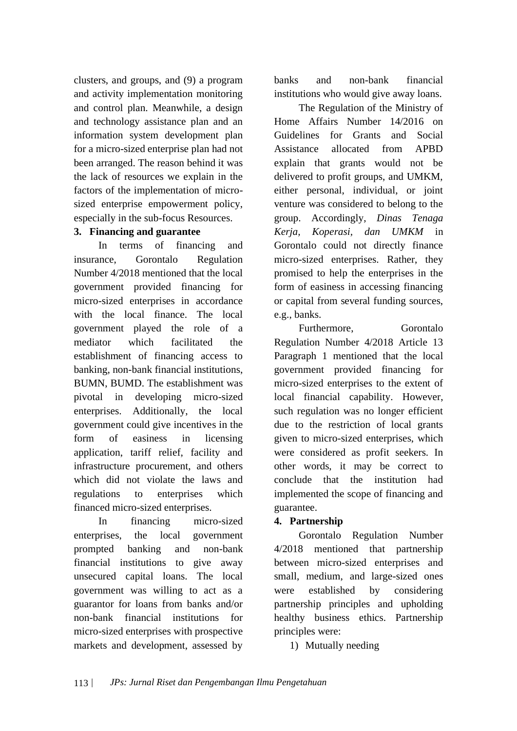clusters, and groups, and (9) a program and activity implementation monitoring and control plan. Meanwhile, a design and technology assistance plan and an information system development plan for a micro-sized enterprise plan had not been arranged. The reason behind it was the lack of resources we explain in the factors of the implementation of micro-sized enterprise empowerment policy, especially in the sub-focus Resources.

**3. Financing and guarantee**

In terms of financing and insurance, Gorontalo Regulation Number 4/2018 mentioned that the local government provided financing for micro-sized enterprises in accordance with the local finance. The local government played the role of a mediator which facilitated the establishment of financing access to banking, non-bank financial institutions, BUMN, BUMD. The establishment was pivotal in developing micro-sized enterprises. Additionally, the local government could give incentives in the form of easiness in licensing application, tariff relief, facility and infrastructure procurement, and others which did not violate the laws and regulations to enterprises which financed micro-sized enterprises.

In financing micro-sized enterprises, the local government prompted banking and non-bank financial institutions to give away unsecured capital loans. The local government was willing to act as a guarantor for loans from banks and/or non-bank financial institutions for micro-sized enterprises with prospective markets and development, assessed by banks and non-bank financial institutions who would give away loans.

The Regulation of the Ministry of Home Affairs Number 14/2016 on Guidelines for Grants and Social Assistance allocated from APBD explain that grants would not be delivered to profit groups, and UMKM, either personal, individual, or joint venture was considered to belong to the group. Accordingly, *Dinas Tenaga Kerja, Koperasi, dan UMKM* in Gorontalo could not directly finance micro-sized enterprises. Rather, they promised to help the enterprises in the form of easiness in accessing financing or capital from several funding sources, e.g., banks.

Furthermore, Gorontalo Regulation Number 4/2018 Article 13 Paragraph 1 mentioned that the local government provided financing for micro-sized enterprises to the extent of local financial capability. However, such regulation was no longer efficient due to the restriction of local grants given to micro-sized enterprises, which were considered as profit seekers. In other words, it may be correct to conclude that the institution had implemented the scope of financing and guarantee.

**4. Partnership**

Gorontalo Regulation Number 4/2018 mentioned that partnership between micro-sized enterprises and small, medium, and large-sized ones were established by considering partnership principles and upholding healthy business ethics. Partnership principles were:

1) Mutually needing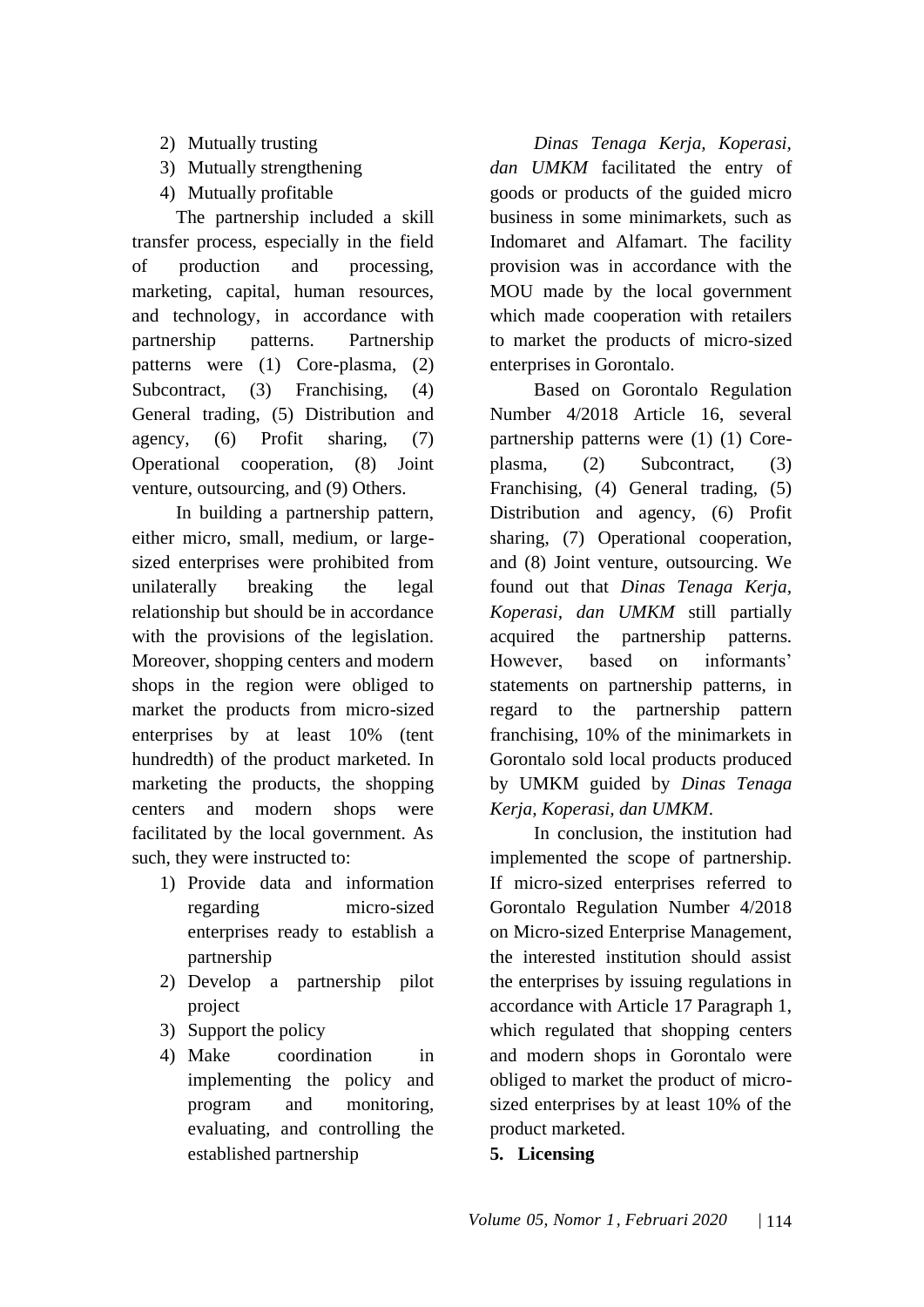2) Mutually trusting
3) Mutually strengthening
4) Mutually profitable

The partnership included a skill transfer process, especially in the field of production and processing, marketing, capital, human resources, and technology, in accordance with partnership patterns. Partnership patterns were (1) Core-plasma, (2) Subcontract, (3) Franchising, (4) General trading, (5) Distribution and agency, (6) Profit sharing, (7) Operational cooperation, (8) Joint venture, outsourcing, and (9) Others.

In building a partnership pattern, either micro, small, medium, or large-sized enterprises were prohibited from unilaterally breaking the legal relationship but should be in accordance with the provisions of the legislation. Moreover, shopping centers and modern shops in the region were obliged to market the products from micro-sized enterprises by at least 10% (tent hundredth) of the product marketed. In marketing the products, the shopping centers and modern shops were facilitated by the local government. As such, they were instructed to:

1) Provide data and information regarding micro-sized enterprises ready to establish a partnership
2) Develop a partnership pilot project
3) Support the policy
4) Make coordination in implementing the policy and program and monitoring, evaluating, and controlling the established partnership

*Dinas Tenaga Kerja, Koperasi, dan UMKM* facilitated the entry of goods or products of the guided micro business in some minimarkets, such as Indomaret and Alfamart. The facility provision was in accordance with the MOU made by the local government which made cooperation with retailers to market the products of micro-sized enterprises in Gorontalo.

Based on Gorontalo Regulation Number 4/2018 Article 16, several partnership patterns were (1) (1) Core-plasma, (2) Subcontract, (3) Franchising, (4) General trading, (5) Distribution and agency, (6) Profit sharing, (7) Operational cooperation, and (8) Joint venture, outsourcing. We found out that *Dinas Tenaga Kerja, Koperasi, dan UMKM* still partially acquired the partnership patterns. However, based on informants' statements on partnership patterns, in regard to the partnership pattern franchising, 10% of the minimarkets in Gorontalo sold local products produced by UMKM guided by *Dinas Tenaga Kerja, Koperasi, dan UMKM*.

In conclusion, the institution had implemented the scope of partnership. If micro-sized enterprises referred to Gorontalo Regulation Number 4/2018 on Micro-sized Enterprise Management, the interested institution should assist the enterprises by issuing regulations in accordance with Article 17 Paragraph 1, which regulated that shopping centers and modern shops in Gorontalo were obliged to market the product of micro-sized enterprises by at least 10% of the product marketed.

**5. Licensing**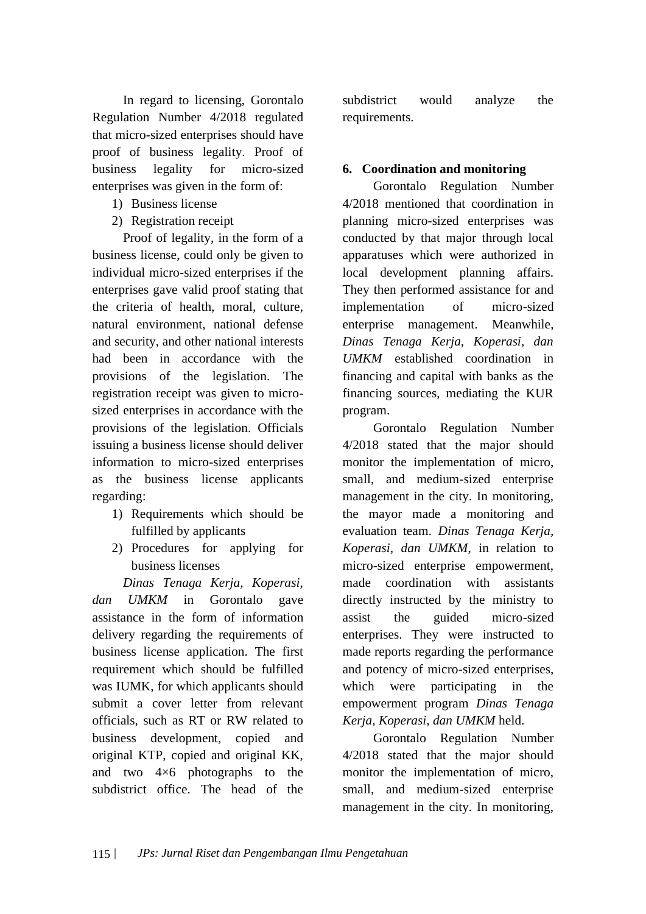In regard to licensing, Gorontalo Regulation Number 4/2018 regulated that micro-sized enterprises should have proof of business legality. Proof of business legality for micro-sized enterprises was given in the form of:

1) Business license
2) Registration receipt

Proof of legality, in the form of a business license, could only be given to individual micro-sized enterprises if the enterprises gave valid proof stating that the criteria of health, moral, culture, natural environment, national defense and security, and other national interests had been in accordance with the provisions of the legislation. The registration receipt was given to micro-sized enterprises in accordance with the provisions of the legislation. Officials issuing a business license should deliver information to micro-sized enterprises as the business license applicants regarding:

1) Requirements which should be fulfilled by applicants
2) Procedures for applying for business licenses

*Dinas Tenaga Kerja, Koperasi, dan UMKM* in Gorontalo gave assistance in the form of information delivery regarding the requirements of business license application. The first requirement which should be fulfilled was IUMK, for which applicants should submit a cover letter from relevant officials, such as RT or RW related to business development, copied and original KTP, copied and original KK, and two 4×6 photographs to the subdistrict office. The head of the subdistrict would analyze the requirements.

## 6. Coordination and monitoring

Gorontalo Regulation Number 4/2018 mentioned that coordination in planning micro-sized enterprises was conducted by that major through local apparatuses which were authorized in local development planning affairs. They then performed assistance for and implementation of micro-sized enterprise management. Meanwhile, *Dinas Tenaga Kerja, Koperasi, dan UMKM* established coordination in financing and capital with banks as the financing sources, mediating the KUR program.

Gorontalo Regulation Number 4/2018 stated that the major should monitor the implementation of micro, small, and medium-sized enterprise management in the city. In monitoring, the mayor made a monitoring and evaluation team. *Dinas Tenaga Kerja, Koperasi, dan UMKM*, in relation to micro-sized enterprise empowerment, made coordination with assistants directly instructed by the ministry to assist the guided micro-sized enterprises. They were instructed to made reports regarding the performance and potency of micro-sized enterprises, which were participating in the empowerment program *Dinas Tenaga Kerja, Koperasi, dan UMKM* held.

Gorontalo Regulation Number 4/2018 stated that the major should monitor the implementation of micro, small, and medium-sized enterprise management in the city. In monitoring,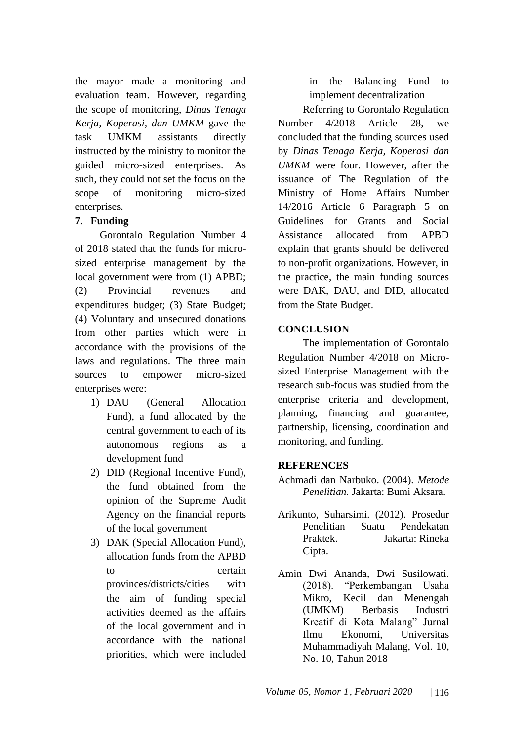the mayor made a monitoring and evaluation team. However, regarding the scope of monitoring, *Dinas Tenaga Kerja, Koperasi, dan UMKM* gave the task UMKM assistants directly instructed by the ministry to monitor the guided micro-sized enterprises. As such, they could not set the focus on the scope of monitoring micro-sized enterprises.

**7. Funding**

Gorontalo Regulation Number 4 of 2018 stated that the funds for micro-sized enterprise management by the local government were from (1) APBD; (2) Provincial revenues and expenditures budget; (3) State Budget; (4) Voluntary and unsecured donations from other parties which were in accordance with the provisions of the laws and regulations. The three main sources to empower micro-sized enterprises were:

1) DAU (General Allocation Fund), a fund allocated by the central government to each of its autonomous regions as a development fund
2) DID (Regional Incentive Fund), the fund obtained from the opinion of the Supreme Audit Agency on the financial reports of the local government
3) DAK (Special Allocation Fund), allocation funds from the APBD to certain provinces/districts/cities with the aim of funding special activities deemed as the affairs of the local government and in accordance with the national priorities, which were included in the Balancing Fund to implement decentralization

Referring to Gorontalo Regulation Number 4/2018 Article 28, we concluded that the funding sources used by *Dinas Tenaga Kerja, Koperasi dan UMKM* were four. However, after the issuance of The Regulation of the Ministry of Home Affairs Number 14/2016 Article 6 Paragraph 5 on Guidelines for Grants and Social Assistance allocated from APBD explain that grants should be delivered to non-profit organizations. However, in the practice, the main funding sources were DAK, DAU, and DID, allocated from the State Budget.

## CONCLUSION

The implementation of Gorontalo Regulation Number 4/2018 on Micro-sized Enterprise Management with the research sub-focus was studied from the enterprise criteria and development, planning, financing and guarantee, partnership, licensing, coordination and monitoring, and funding.

## REFERENCES

Achmadi dan Narbuko. (2004). *Metode Penelitian.* Jakarta: Bumi Aksara.

Arikunto, Suharsimi. (2012). Prosedur Penelitian Suatu Pendekatan Praktek. Jakarta: Rineka Cipta.

Amin Dwi Ananda, Dwi Susilowati. (2018). "Perkembangan Usaha Mikro, Kecil dan Menengah (UMKM) Berbasis Industri Kreatif di Kota Malang" Jurnal Ilmu Ekonomi, Universitas Muhammadiyah Malang, Vol. 10, No. 10, Tahun 2018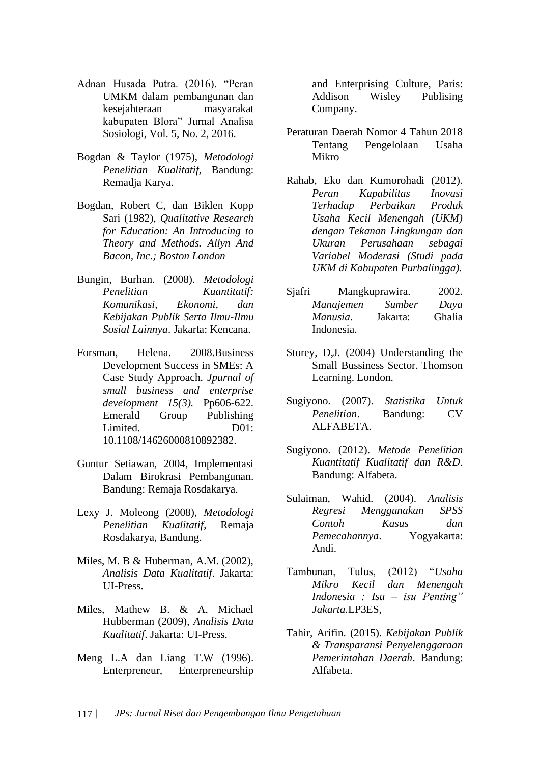Adnan Husada Putra. (2016). "Peran UMKM dalam pembangunan dan kesejahteraan masyarakat kabupaten Blora" Jurnal Analisa Sosiologi, Vol. 5, No. 2, 2016.

Bogdan & Taylor (1975), *Metodologi Penelitian Kualitatif*, Bandung: Remadja Karya.

Bogdan, Robert C, dan Biklen Kopp Sari (1982), *Qualitative Research for Education: An Introducing to Theory and Methods. Allyn And Bacon, Inc.; Boston London*

Bungin, Burhan. (2008). *Metodologi Penelitian Kuantitatif: Komunikasi, Ekonomi, dan Kebijakan Publik Serta Ilmu-Ilmu Sosial Lainnya*. Jakarta: Kencana.

Forsman, Helena. 2008.Business Development Success in SMEs: A Case Study Approach. *Jpurnal of small business and enterprise development 15(3).* Pp606-622. Emerald Group Publishing Limited. D01: 10.1108/14626000810892382.

Guntur Setiawan, 2004, Implementasi Dalam Birokrasi Pembangunan. Bandung: Remaja Rosdakarya.

Lexy J. Moleong (2008), *Metodologi Penelitian Kualitatif*, Remaja Rosdakarya, Bandung.

Miles, M. B & Huberman, A.M. (2002), *Analisis Data Kualitatif*. Jakarta: UI-Press.

Miles, Mathew B. & A. Michael Hubberman (2009), *Analisis Data Kualitatif*. Jakarta: UI-Press.

Meng L.A dan Liang T.W (1996). Enterpreneur, Enterpreneurship and Enterprising Culture, Paris: Addison Wisley Publising Company.

Peraturan Daerah Nomor 4 Tahun 2018 Tentang Pengelolaan Usaha Mikro

Rahab, Eko dan Kumorohadi (2012). *Peran Kapabilitas Inovasi Terhadap Perbaikan Produk Usaha Kecil Menengah (UKM) dengan Tekanan Lingkungan dan Ukuran Perusahaan sebagai Variabel Moderasi (Studi pada UKM di Kabupaten Purbalingga).*

Sjafri Mangkuprawira. 2002. *Manajemen Sumber Daya Manusia*. Jakarta: Ghalia Indonesia.

Storey, D,J. (2004) Understanding the Small Bussiness Sector. Thomson Learning. London.

Sugiyono. (2007). *Statistika Untuk Penelitian*. Bandung: CV ALFABETA.

Sugiyono. (2012). *Metode Penelitian Kuantitatif Kualitatif dan R&D*. Bandung: Alfabeta.

Sulaiman, Wahid. (2004). *Analisis Regresi Menggunakan SPSS Contoh Kasus dan Pemecahannya*. Yogyakarta: Andi.

Tambunan, Tulus, (2012) "*Usaha Mikro Kecil dan Menengah Indonesia : Isu – isu Penting" Jakarta.*LP3ES,

Tahir, Arifin. (2015). *Kebijakan Publik & Transparansi Penyelenggaraan Pemerintahan Daerah*. Bandung: Alfabeta.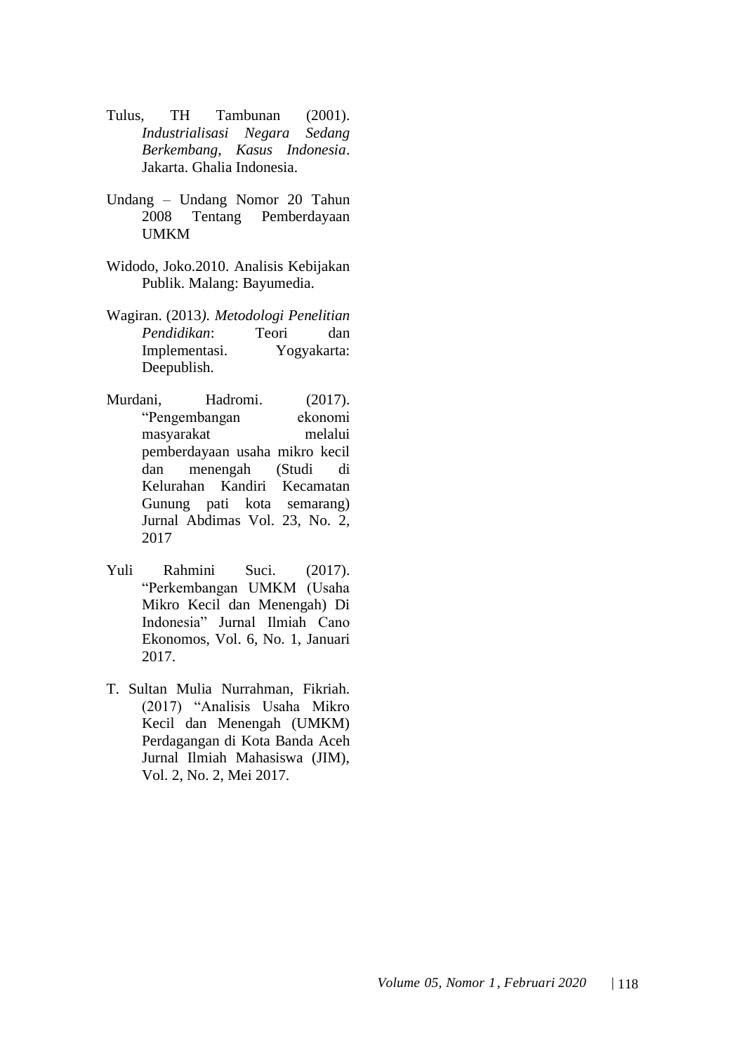Tulus, TH Tambunan (2001). *Industrialisasi Negara Sedang Berkembang, Kasus Indonesia*. Jakarta. Ghalia Indonesia.

Undang – Undang Nomor 20 Tahun 2008 Tentang Pemberdayaan UMKM

Widodo, Joko.2010. Analisis Kebijakan Publik. Malang: Bayumedia.

Wagiran. (2013*). Metodologi Penelitian Pendidikan*: Teori dan Implementasi. Yogyakarta: Deepublish.

Murdani, Hadromi. (2017). "Pengembangan ekonomi masyarakat melalui pemberdayaan usaha mikro kecil dan menengah (Studi di Kelurahan Kandiri Kecamatan Gunung pati kota semarang) Jurnal Abdimas Vol. 23, No. 2, 2017

Yuli Rahmini Suci. (2017). "Perkembangan UMKM (Usaha Mikro Kecil dan Menengah) Di Indonesia" Jurnal Ilmiah Cano Ekonomos, Vol. 6, No. 1, Januari 2017.

T. Sultan Mulia Nurrahman, Fikriah. (2017) "Analisis Usaha Mikro Kecil dan Menengah (UMKM) Perdagangan di Kota Banda Aceh Jurnal Ilmiah Mahasiswa (JIM), Vol. 2, No. 2, Mei 2017.